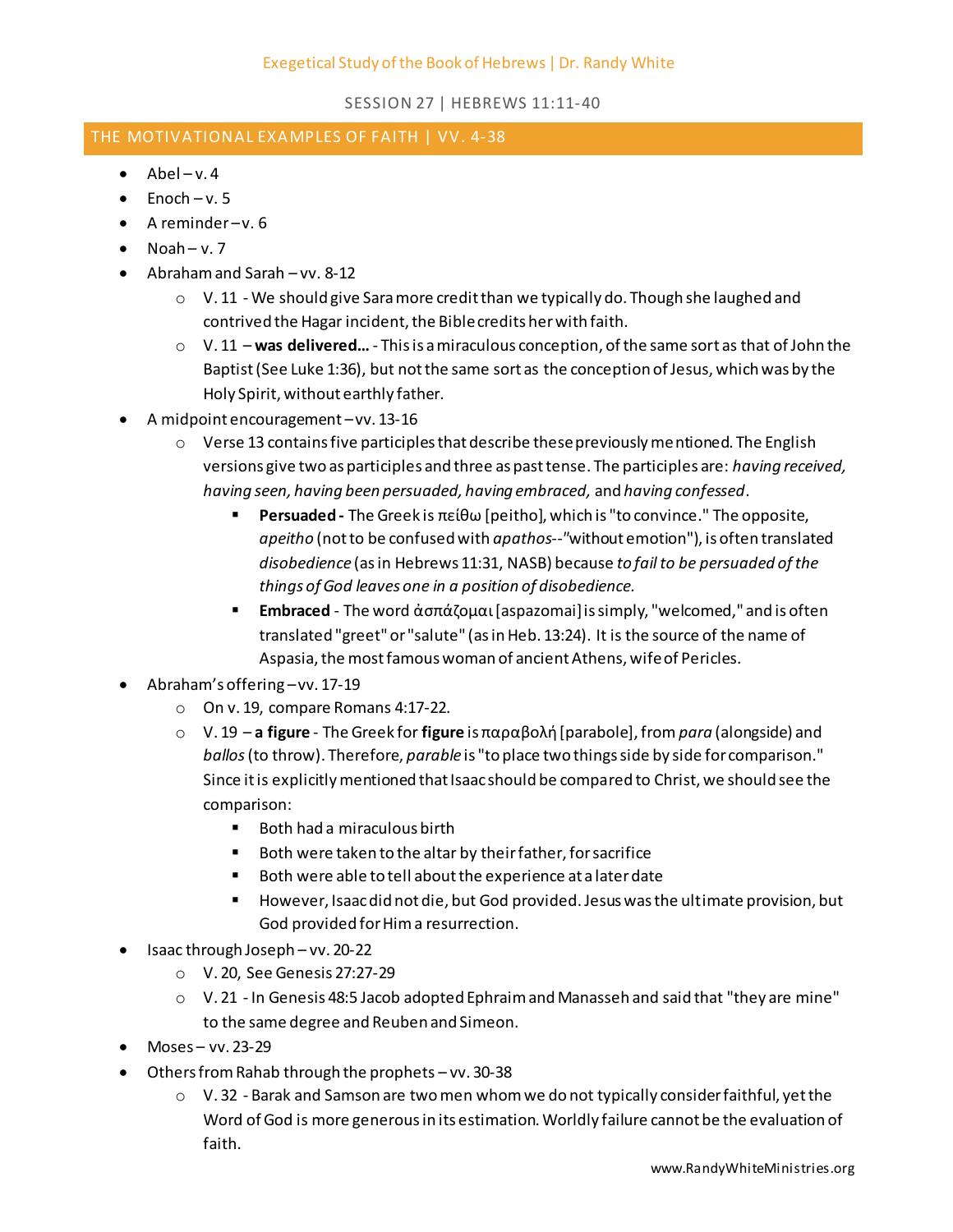Exegetical Study of the Book of Hebrews | Dr. Randy White

SESSION 27 | HEBREWS 11:11-40

## THE MOTIVATIONAL EXAMPLES OF FAITH | VV. 4-38

- Abel – v. 4
- Enoch – v. 5
- A reminder – v. 6
- Noah – v. 7
- Abraham and Sarah – vv. 8-12
  - V. 11 - We should give Sara more credit than we typically do. Though she laughed and contrived the Hagar incident, the Bible credits her with faith.
  - V. 11 – **was delivered…** - This is a miraculous conception, of the same sort as that of John the Baptist (See Luke 1:36), but not the same sort as the conception of Jesus, which was by the Holy Spirit, without earthly father.
- A midpoint encouragement – vv. 13-16
  - Verse 13 contains five participles that describe these previously mentioned. The English versions give two as participles and three as past tense. The participles are: *having received, having seen, having been persuaded, having embraced,* and *having confessed*.
    - **Persuaded -** The Greek is πείθω [peitho], which is "to convince." The opposite, *apeitho* (not to be confused with *apathos*--"without emotion"), is often translated *disobedience* (as in Hebrews 11:31, NASB) because *to fail to be persuaded of the things of God leaves one in a position of disobedience.*
    - **Embraced** - The word ἀσπάζομαι [aspazomai] is simply, "welcomed," and is often translated "greet" or "salute" (as in Heb. 13:24). It is the source of the name of Aspasia, the most famous woman of ancient Athens, wife of Pericles.
- Abraham's offering – vv. 17-19
  - On v. 19, compare Romans 4:17-22.
  - V. 19 – **a figure** - The Greek for **figure** is παραβολή [parabole], from *para* (alongside) and *ballos* (to throw). Therefore, *parable* is "to place two things side by side for comparison." Since it is explicitly mentioned that Isaac should be compared to Christ, we should see the comparison:
    - Both had a miraculous birth
    - Both were taken to the altar by their father, for sacrifice
    - Both were able to tell about the experience at a later date
    - However, Isaac did not die, but God provided. Jesus was the ultimate provision, but God provided for Him a resurrection.
- Isaac through Joseph – vv. 20-22
  - V. 20, See Genesis 27:27-29
  - V. 21 - In Genesis 48:5 Jacob adopted Ephraim and Manasseh and said that "they are mine" to the same degree and Reuben and Simeon.
- Moses – vv. 23-29
- Others from Rahab through the prophets – vv. 30-38
  - V. 32 - Barak and Samson are two men whom we do not typically consider faithful, yet the Word of God is more generous in its estimation. Worldly failure cannot be the evaluation of faith.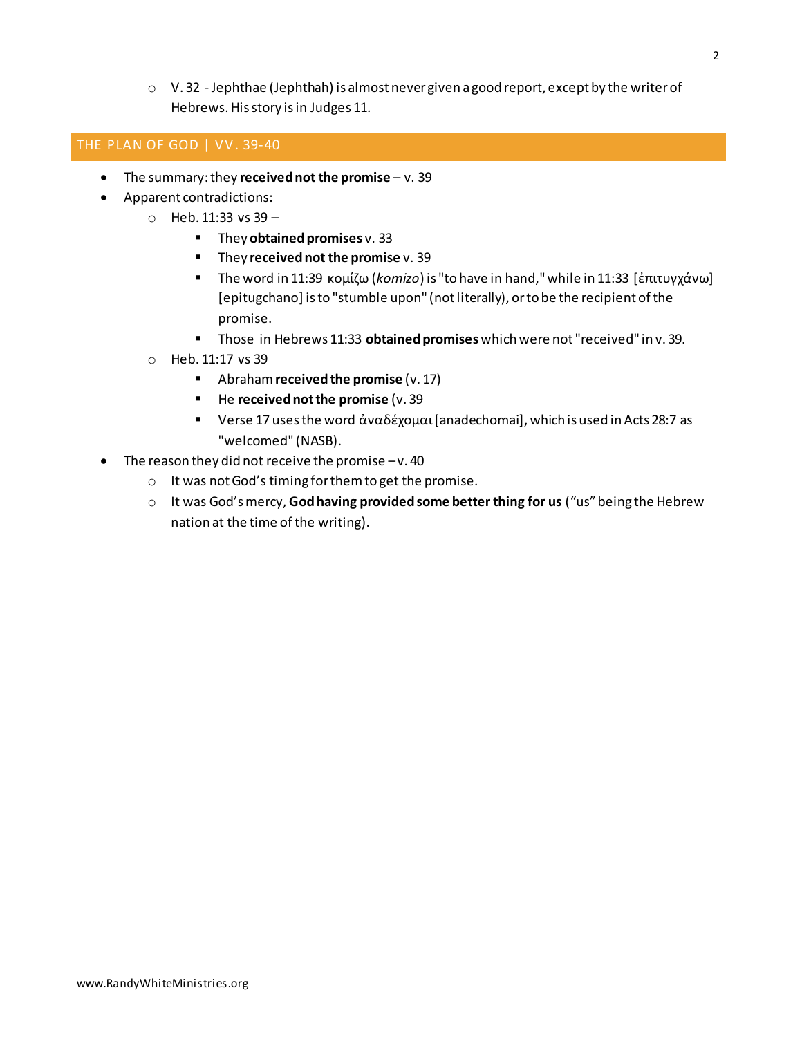- V. 32 - Jephthae (Jephthah) is almost never given a good report, except by the writer of Hebrews. His story is in Judges 11.

## THE PLAN OF GOD | VV. 39-40

- The summary: they **received not the promise** – v. 39
- Apparent contradictions:
  - Heb. 11:33 vs 39 –
    - They **obtained promises** v. 33
    - They **received not the promise** v. 39
    - The word in 11:39 κομίζω (*komizo*) is "to have in hand," while in 11:33 [ἐπιτυγχάνω] [epitugchano] is to "stumble upon" (not literally), or to be the recipient of the promise.
    - Those in Hebrews 11:33 **obtained promises** which were not "received" in v. 39.
  - Heb. 11:17 vs 39
    - Abraham **received the promise** (v. 17)
    - He **received not the promise** (v. 39
    - Verse 17 uses the word ἀναδέχομαι [anadechomai], which is used in Acts 28:7 as "welcomed" (NASB).
- The reason they did not receive the promise – v. 40
  - It was not God's timing for them to get the promise.
  - It was God's mercy, **God having provided some better thing for us** ("us" being the Hebrew nation at the time of the writing).